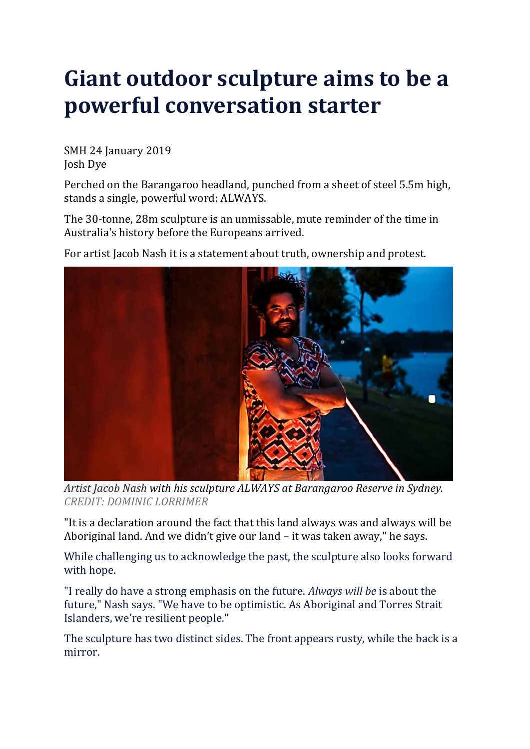# Giant outdoor sculpture aims to be a powerful conversation starter

SMH 24 January 2019
Josh Dye

Perched on the Barangaroo headland, punched from a sheet of steel 5.5m high, stands a single, powerful word: ALWAYS.

The 30-tonne, 28m sculpture is an unmissable, mute reminder of the time in Australia's history before the Europeans arrived.

For artist Jacob Nash it is a statement about truth, ownership and protest.

*Artist Jacob Nash with his sculpture ALWAYS at Barangaroo Reserve in Sydney.*
*CREDIT: DOMINIC LORRIMER*

"It is a declaration around the fact that this land always was and always will be Aboriginal land. And we didn't give our land – it was taken away," he says.

While challenging us to acknowledge the past, the sculpture also looks forward with hope.

"I really do have a strong emphasis on the future. *Always will be* is about the future," Nash says. "We have to be optimistic. As Aboriginal and Torres Strait Islanders, we're resilient people."

The sculpture has two distinct sides. The front appears rusty, while the back is a mirror.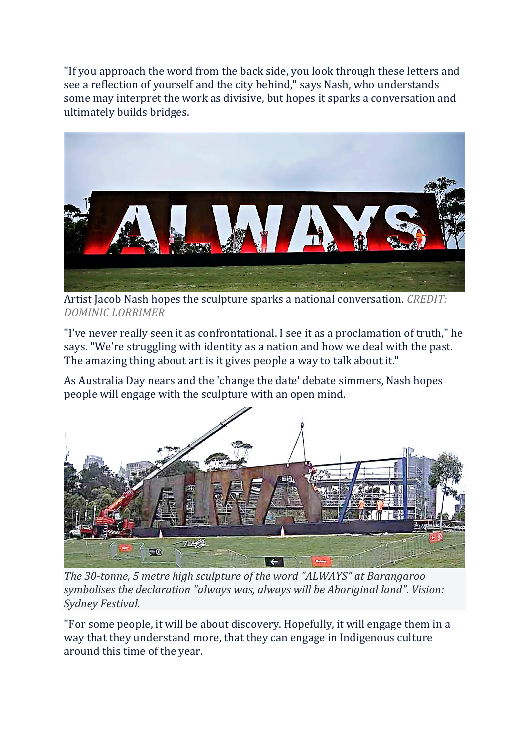"If you approach the word from the back side, you look through these letters and see a reflection of yourself and the city behind," says Nash, who understands some may interpret the work as divisive, but hopes it sparks a conversation and ultimately builds bridges.

Artist Jacob Nash hopes the sculpture sparks a national conversation. *CREDIT: DOMINIC LORRIMER*

"I've never really seen it as confrontational. I see it as a proclamation of truth," he says. "We're struggling with identity as a nation and how we deal with the past. The amazing thing about art is it gives people a way to talk about it."

As Australia Day nears and the 'change the date' debate simmers, Nash hopes people will engage with the sculpture with an open mind.

*The 30-tonne, 5 metre high sculpture of the word "ALWAYS" at Barangaroo symbolises the declaration "always was, always will be Aboriginal land". Vision: Sydney Festival.*

"For some people, it will be about discovery. Hopefully, it will engage them in a way that they understand more, that they can engage in Indigenous culture around this time of the year.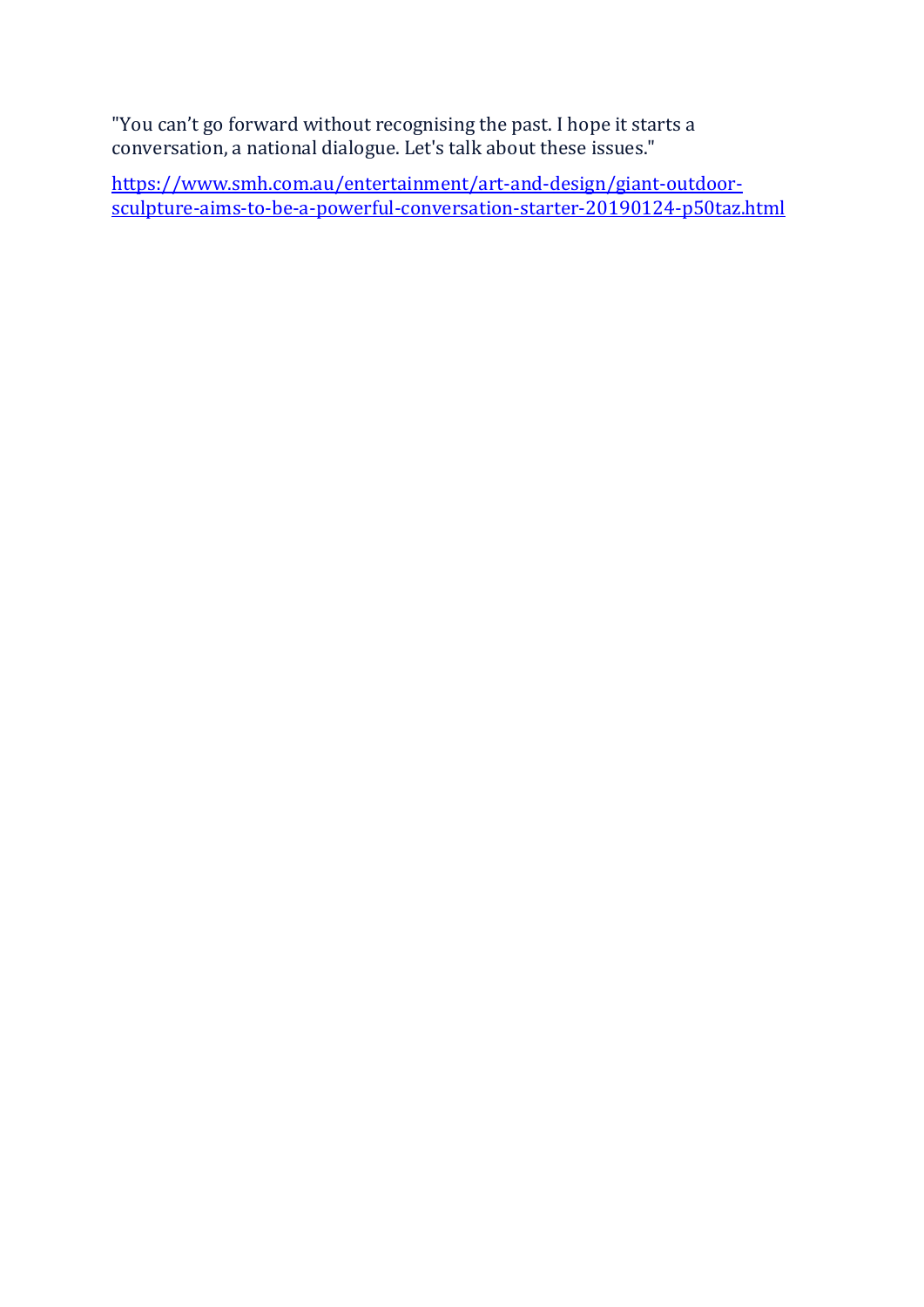"You can't go forward without recognising the past. I hope it starts a conversation, a national dialogue. Let's talk about these issues."

https://www.smh.com.au/entertainment/art-and-design/giant-outdoor-sculpture-aims-to-be-a-powerful-conversation-starter-20190124-p50taz.html